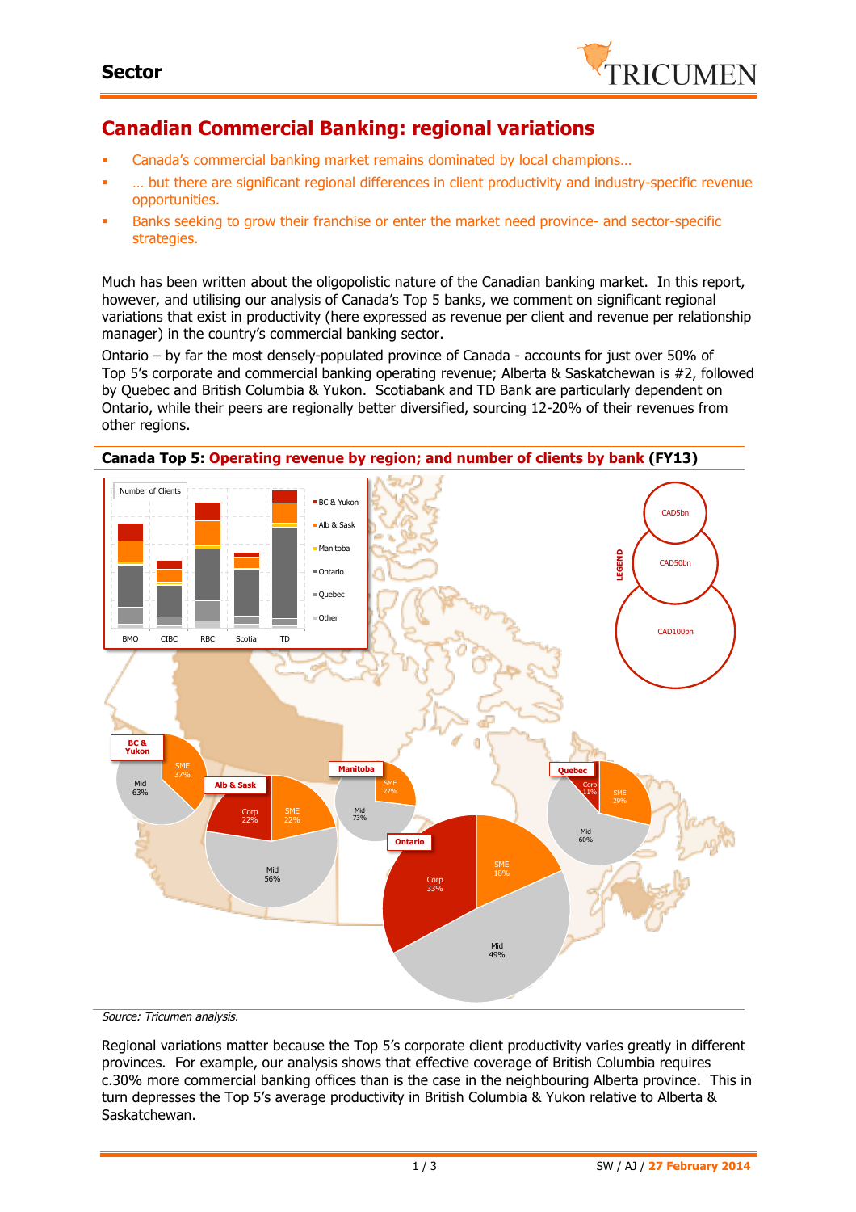**Sector**

# Canadian Commercial Banking: regional variations

- Canada's commercial banking market remains dominated by local champions…
- … but there are significant regional differences in client productivity and industry-specific revenue opportunities.
- Banks seeking to grow their franchise or enter the market need province- and sector-specific strategies.

Much has been written about the oligopolistic nature of the Canadian banking market. In this report, however, and utilising our analysis of Canada's Top 5 banks, we comment on significant regional variations that exist in productivity (here expressed as revenue per client and revenue per relationship manager) in the country's commercial banking sector.

Ontario – by far the most densely-populated province of Canada - accounts for just over 50% of Top 5's corporate and commercial banking operating revenue; Alberta & Saskatchewan is #2, followed by Quebec and British Columbia & Yukon. Scotiabank and TD Bank are particularly dependent on Ontario, while their peers are regionally better diversified, sourcing 12-20% of their revenues from other regions.

**Canada Top 5: Operating revenue by region; and number of clients by bank (FY13)**

Number of Clients

BMO CIBC RBC Scotia TD

BC & Yukon, Alb & Sask, Manitoba, Ontario, Quebec, Other

LEGEND: CAD5bn, CAD50bn, CAD100bn

| Region | SME | Corp | Mid |
|---|---|---|---|
| BC & Yukon | 37% | | 63% |
| Alb & Sask | 22% | 22% | 56% |
| Manitoba | 27% | | 73% |
| Ontario | 18% | 33% | 49% |
| Quebec | 29% | 11% | 60% |

*Source: Tricumen analysis.*

Regional variations matter because the Top 5's corporate client productivity varies greatly in different provinces. For example, our analysis shows that effective coverage of British Columbia requires c.30% more commercial banking offices than is the case in the neighbouring Alberta province. This in turn depresses the Top 5's average productivity in British Columbia & Yukon relative to Alberta & Saskatchewan.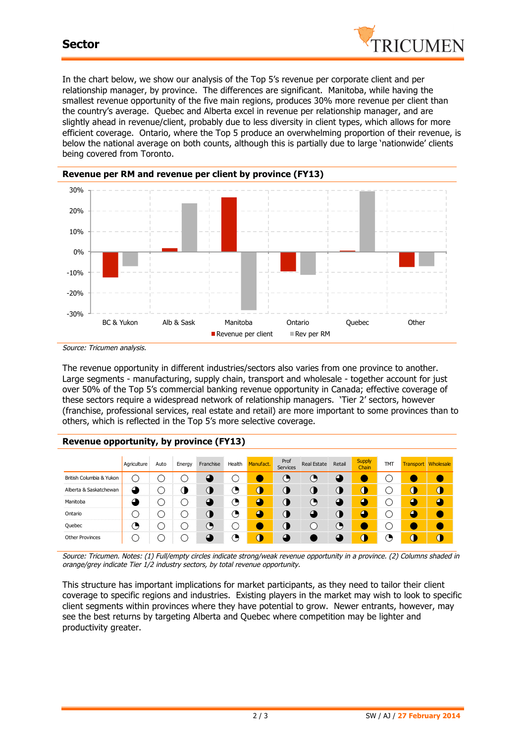## Sector

In the chart below, we show our analysis of the Top 5's revenue per corporate client and per relationship manager, by province. The differences are significant. Manitoba, while having the smallest revenue opportunity of the five main regions, produces 30% more revenue per client than the country's average. Quebec and Alberta excel in revenue per relationship manager, and are slightly ahead in revenue/client, probably due to less diversity in client types, which allows for more efficient coverage. Ontario, where the Top 5 produce an overwhelming proportion of their revenue, is below the national average on both counts, although this is partially due to large 'nationwide' clients being covered from Toronto.

### Revenue per RM and revenue per client by province (FY13)

*Source: Tricumen analysis.*

The revenue opportunity in different industries/sectors also varies from one province to another. Large segments - manufacturing, supply chain, transport and wholesale - together account for just over 50% of the Top 5's commercial banking revenue opportunity in Canada; effective coverage of these sectors require a widespread network of relationship managers. 'Tier 2' sectors, however (franchise, professional services, real estate and retail) are more important to some provinces than to others, which is reflected in the Top 5's more selective coverage.

### Revenue opportunity, by province (FY13)

| | Agriculture | Auto | Energy | Franchise | Health | Manufact. | Prof Services | Real Estate | Retail | Supply Chain | TMT | Transport | Wholesale |
|---|---|---|---|---|---|---|---|---|---|---|---|---|---|
| British Columbia & Yukon | ○ | ○ | ○ | ◕ | ○ | ● | ◔ | ◔ | ◕ | ● | ○ | ● | ● |
| Alberta & Saskatchewan | ◕ | ○ | ◑ | ◑ | ◔ | ◑ | ◑ | ◑ | ◑ | ◑ | ○ | ◑ | ◑ |
| Manitoba | ◕ | ○ | ○ | ◕ | ◔ | ◕ | ◑ | ◔ | ◕ | ◕ | ○ | ◕ | ◕ |
| Ontario | ○ | ○ | ○ | ◑ | ◔ | ◕ | ◑ | ◕ | ◑ | ◕ | ○ | ◕ | ● |
| Quebec | ◔ | ○ | ○ | ◔ | ○ | ● | ◑ | ○ | ◔ | ● | ○ | ● | ● |
| Other Provinces | ○ | ○ | ○ | ◕ | ◔ | ◑ | ◕ | ● | ◕ | ◑ | ◔ | ◑ | ◑ |

*Source: Tricumen. Notes: (1) Full/empty circles indicate strong/weak revenue opportunity in a province. (2) Columns shaded in orange/grey indicate Tier 1/2 industry sectors, by total revenue opportunity.*

This structure has important implications for market participants, as they need to tailor their client coverage to specific regions and industries. Existing players in the market may wish to look to specific client segments within provinces where they have potential to grow. Newer entrants, however, may see the best returns by targeting Alberta and Quebec where competition may be lighter and productivity greater.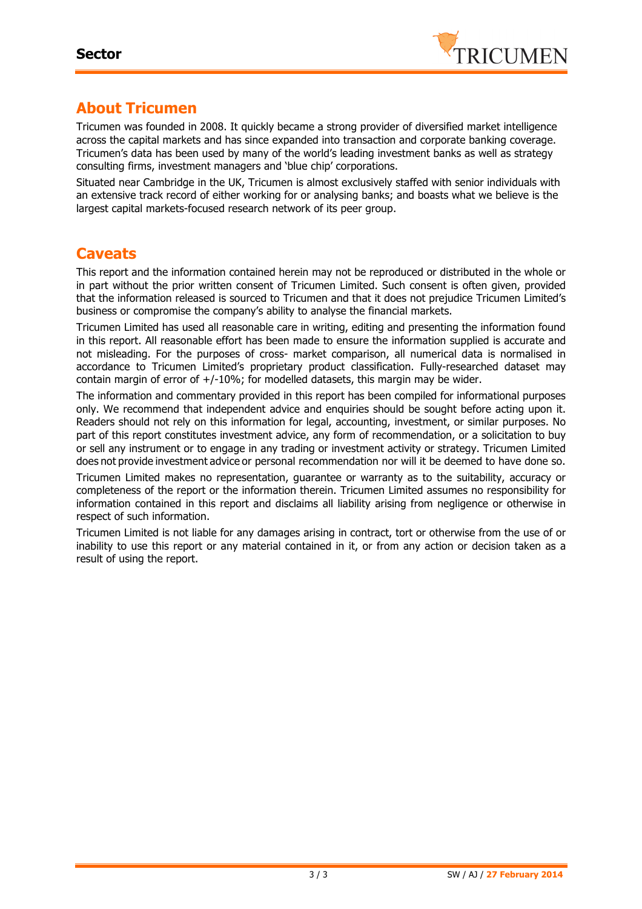## About Tricumen

Tricumen was founded in 2008. It quickly became a strong provider of diversified market intelligence across the capital markets and has since expanded into transaction and corporate banking coverage. Tricumen's data has been used by many of the world's leading investment banks as well as strategy consulting firms, investment managers and 'blue chip' corporations.

Situated near Cambridge in the UK, Tricumen is almost exclusively staffed with senior individuals with an extensive track record of either working for or analysing banks; and boasts what we believe is the largest capital markets-focused research network of its peer group.

## Caveats

This report and the information contained herein may not be reproduced or distributed in the whole or in part without the prior written consent of Tricumen Limited. Such consent is often given, provided that the information released is sourced to Tricumen and that it does not prejudice Tricumen Limited's business or compromise the company's ability to analyse the financial markets.

Tricumen Limited has used all reasonable care in writing, editing and presenting the information found in this report. All reasonable effort has been made to ensure the information supplied is accurate and not misleading. For the purposes of cross- market comparison, all numerical data is normalised in accordance to Tricumen Limited's proprietary product classification. Fully-researched dataset may contain margin of error of +/-10%; for modelled datasets, this margin may be wider.

The information and commentary provided in this report has been compiled for informational purposes only. We recommend that independent advice and enquiries should be sought before acting upon it. Readers should not rely on this information for legal, accounting, investment, or similar purposes. No part of this report constitutes investment advice, any form of recommendation, or a solicitation to buy or sell any instrument or to engage in any trading or investment activity or strategy. Tricumen Limited does not provide investment advice or personal recommendation nor will it be deemed to have done so.

Tricumen Limited makes no representation, guarantee or warranty as to the suitability, accuracy or completeness of the report or the information therein. Tricumen Limited assumes no responsibility for information contained in this report and disclaims all liability arising from negligence or otherwise in respect of such information.

Tricumen Limited is not liable for any damages arising in contract, tort or otherwise from the use of or inability to use this report or any material contained in it, or from any action or decision taken as a result of using the report.